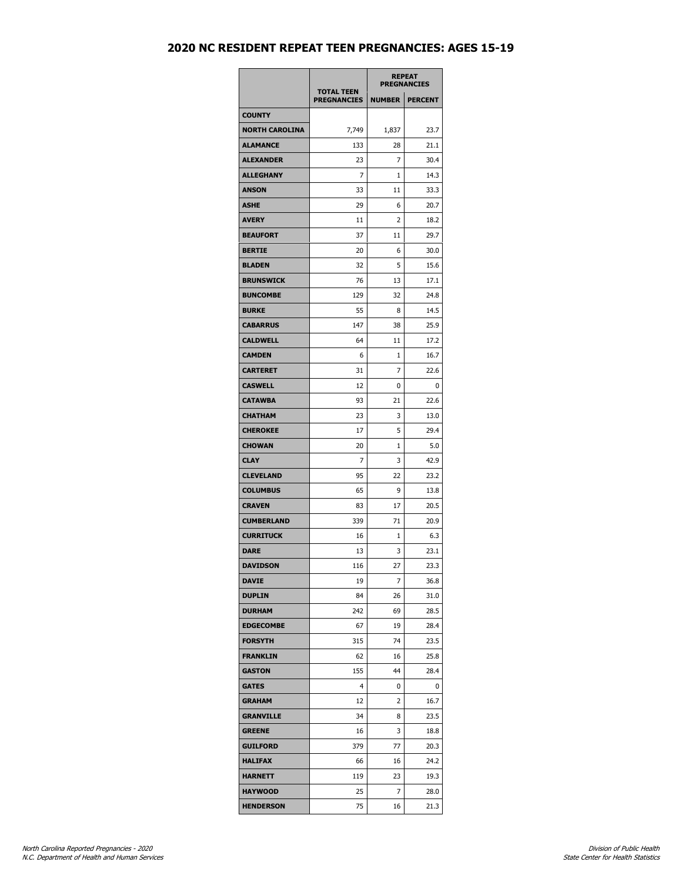# 2020 NC RESIDENT REPEAT TEEN PREGNANCIES: AGES 15-19

| | TOTAL TEEN PREGNANCIES | REPEAT PREGNANCIES | |
|---|---|---|---|
| | | NUMBER | PERCENT |
| COUNTY | | | |
| NORTH CAROLINA | 7,749 | 1,837 | 23.7 |
| ALAMANCE | 133 | 28 | 21.1 |
| ALEXANDER | 23 | 7 | 30.4 |
| ALLEGHANY | 7 | 1 | 14.3 |
| ANSON | 33 | 11 | 33.3 |
| ASHE | 29 | 6 | 20.7 |
| AVERY | 11 | 2 | 18.2 |
| BEAUFORT | 37 | 11 | 29.7 |
| BERTIE | 20 | 6 | 30.0 |
| BLADEN | 32 | 5 | 15.6 |
| BRUNSWICK | 76 | 13 | 17.1 |
| BUNCOMBE | 129 | 32 | 24.8 |
| BURKE | 55 | 8 | 14.5 |
| CABARRUS | 147 | 38 | 25.9 |
| CALDWELL | 64 | 11 | 17.2 |
| CAMDEN | 6 | 1 | 16.7 |
| CARTERET | 31 | 7 | 22.6 |
| CASWELL | 12 | 0 | 0 |
| CATAWBA | 93 | 21 | 22.6 |
| CHATHAM | 23 | 3 | 13.0 |
| CHEROKEE | 17 | 5 | 29.4 |
| CHOWAN | 20 | 1 | 5.0 |
| CLAY | 7 | 3 | 42.9 |
| CLEVELAND | 95 | 22 | 23.2 |
| COLUMBUS | 65 | 9 | 13.8 |
| CRAVEN | 83 | 17 | 20.5 |
| CUMBERLAND | 339 | 71 | 20.9 |
| CURRITUCK | 16 | 1 | 6.3 |
| DARE | 13 | 3 | 23.1 |
| DAVIDSON | 116 | 27 | 23.3 |
| DAVIE | 19 | 7 | 36.8 |
| DUPLIN | 84 | 26 | 31.0 |
| DURHAM | 242 | 69 | 28.5 |
| EDGECOMBE | 67 | 19 | 28.4 |
| FORSYTH | 315 | 74 | 23.5 |
| FRANKLIN | 62 | 16 | 25.8 |
| GASTON | 155 | 44 | 28.4 |
| GATES | 4 | 0 | 0 |
| GRAHAM | 12 | 2 | 16.7 |
| GRANVILLE | 34 | 8 | 23.5 |
| GREENE | 16 | 3 | 18.8 |
| GUILFORD | 379 | 77 | 20.3 |
| HALIFAX | 66 | 16 | 24.2 |
| HARNETT | 119 | 23 | 19.3 |
| HAYWOOD | 25 | 7 | 28.0 |
| HENDERSON | 75 | 16 | 21.3 |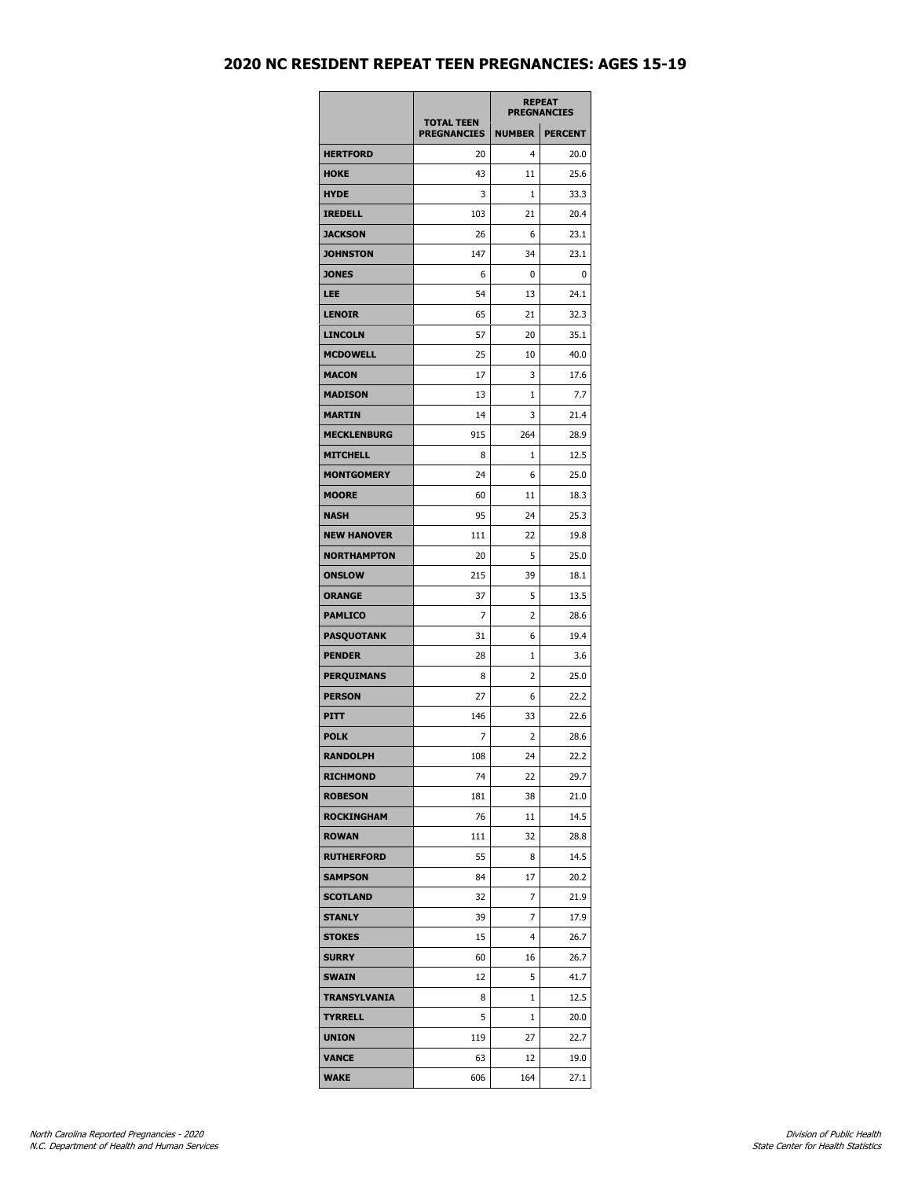# 2020 NC RESIDENT REPEAT TEEN PREGNANCIES: AGES 15-19

| | TOTAL TEEN PREGNANCIES | REPEAT PREGNANCIES | |
|---|---|---|---|
| | | NUMBER | PERCENT |
| HERTFORD | 20 | 4 | 20.0 |
| HOKE | 43 | 11 | 25.6 |
| HYDE | 3 | 1 | 33.3 |
| IREDELL | 103 | 21 | 20.4 |
| JACKSON | 26 | 6 | 23.1 |
| JOHNSTON | 147 | 34 | 23.1 |
| JONES | 6 | 0 | 0 |
| LEE | 54 | 13 | 24.1 |
| LENOIR | 65 | 21 | 32.3 |
| LINCOLN | 57 | 20 | 35.1 |
| MCDOWELL | 25 | 10 | 40.0 |
| MACON | 17 | 3 | 17.6 |
| MADISON | 13 | 1 | 7.7 |
| MARTIN | 14 | 3 | 21.4 |
| MECKLENBURG | 915 | 264 | 28.9 |
| MITCHELL | 8 | 1 | 12.5 |
| MONTGOMERY | 24 | 6 | 25.0 |
| MOORE | 60 | 11 | 18.3 |
| NASH | 95 | 24 | 25.3 |
| NEW HANOVER | 111 | 22 | 19.8 |
| NORTHAMPTON | 20 | 5 | 25.0 |
| ONSLOW | 215 | 39 | 18.1 |
| ORANGE | 37 | 5 | 13.5 |
| PAMLICO | 7 | 2 | 28.6 |
| PASQUOTANK | 31 | 6 | 19.4 |
| PENDER | 28 | 1 | 3.6 |
| PERQUIMANS | 8 | 2 | 25.0 |
| PERSON | 27 | 6 | 22.2 |
| PITT | 146 | 33 | 22.6 |
| POLK | 7 | 2 | 28.6 |
| RANDOLPH | 108 | 24 | 22.2 |
| RICHMOND | 74 | 22 | 29.7 |
| ROBESON | 181 | 38 | 21.0 |
| ROCKINGHAM | 76 | 11 | 14.5 |
| ROWAN | 111 | 32 | 28.8 |
| RUTHERFORD | 55 | 8 | 14.5 |
| SAMPSON | 84 | 17 | 20.2 |
| SCOTLAND | 32 | 7 | 21.9 |
| STANLY | 39 | 7 | 17.9 |
| STOKES | 15 | 4 | 26.7 |
| SURRY | 60 | 16 | 26.7 |
| SWAIN | 12 | 5 | 41.7 |
| TRANSYLVANIA | 8 | 1 | 12.5 |
| TYRRELL | 5 | 1 | 20.0 |
| UNION | 119 | 27 | 22.7 |
| VANCE | 63 | 12 | 19.0 |
| WAKE | 606 | 164 | 27.1 |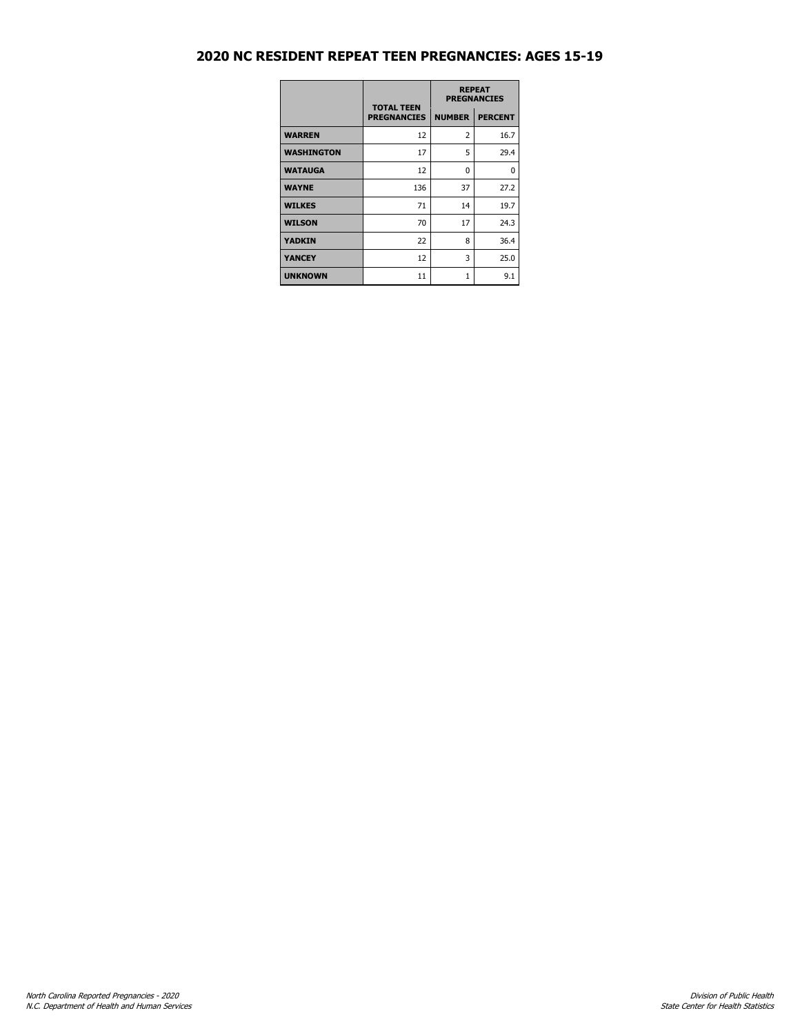## 2020 NC RESIDENT REPEAT TEEN PREGNANCIES: AGES 15-19

| | TOTAL TEEN PREGNANCIES | REPEAT PREGNANCIES | |
|---|---|---|---|
| | | NUMBER | PERCENT |
| WARREN | 12 | 2 | 16.7 |
| WASHINGTON | 17 | 5 | 29.4 |
| WATAUGA | 12 | 0 | 0 |
| WAYNE | 136 | 37 | 27.2 |
| WILKES | 71 | 14 | 19.7 |
| WILSON | 70 | 17 | 24.3 |
| YADKIN | 22 | 8 | 36.4 |
| YANCEY | 12 | 3 | 25.0 |
| UNKNOWN | 11 | 1 | 9.1 |